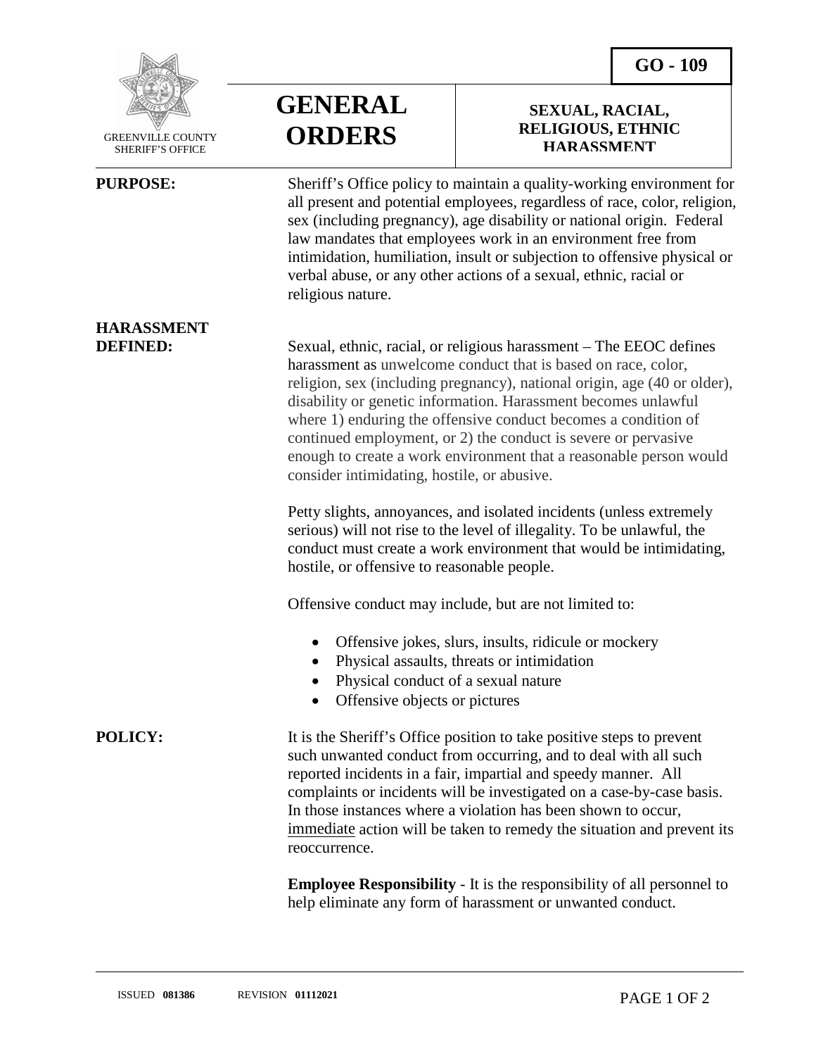GREENVILLE COUNTY SHERIFF'S OFFICE

# GENERAL ORDERS

**GO - 109**

## SEXUAL, RACIAL, RELIGIOUS, ETHNIC HARASSMENT

**PURPOSE:**

Sheriff's Office policy to maintain a quality-working environment for all present and potential employees, regardless of race, color, religion, sex (including pregnancy), age disability or national origin. Federal law mandates that employees work in an environment free from intimidation, humiliation, insult or subjection to offensive physical or verbal abuse, or any other actions of a sexual, ethnic, racial or religious nature.

**HARASSMENT DEFINED:**

Sexual, ethnic, racial, or religious harassment – The EEOC defines harassment as unwelcome conduct that is based on race, color, religion, sex (including pregnancy), national origin, age (40 or older), disability or genetic information. Harassment becomes unlawful where 1) enduring the offensive conduct becomes a condition of continued employment, or 2) the conduct is severe or pervasive enough to create a work environment that a reasonable person would consider intimidating, hostile, or abusive.

Petty slights, annoyances, and isolated incidents (unless extremely serious) will not rise to the level of illegality. To be unlawful, the conduct must create a work environment that would be intimidating, hostile, or offensive to reasonable people.

Offensive conduct may include, but are not limited to:

- Offensive jokes, slurs, insults, ridicule or mockery
- Physical assaults, threats or intimidation
- Physical conduct of a sexual nature
- Offensive objects or pictures

**POLICY:**

It is the Sheriff's Office position to take positive steps to prevent such unwanted conduct from occurring, and to deal with all such reported incidents in a fair, impartial and speedy manner. All complaints or incidents will be investigated on a case-by-case basis. In those instances where a violation has been shown to occur, immediate action will be taken to remedy the situation and prevent its reoccurrence.

**Employee Responsibility** - It is the responsibility of all personnel to help eliminate any form of harassment or unwanted conduct.

ISSUED **081386** REVISION **01112021**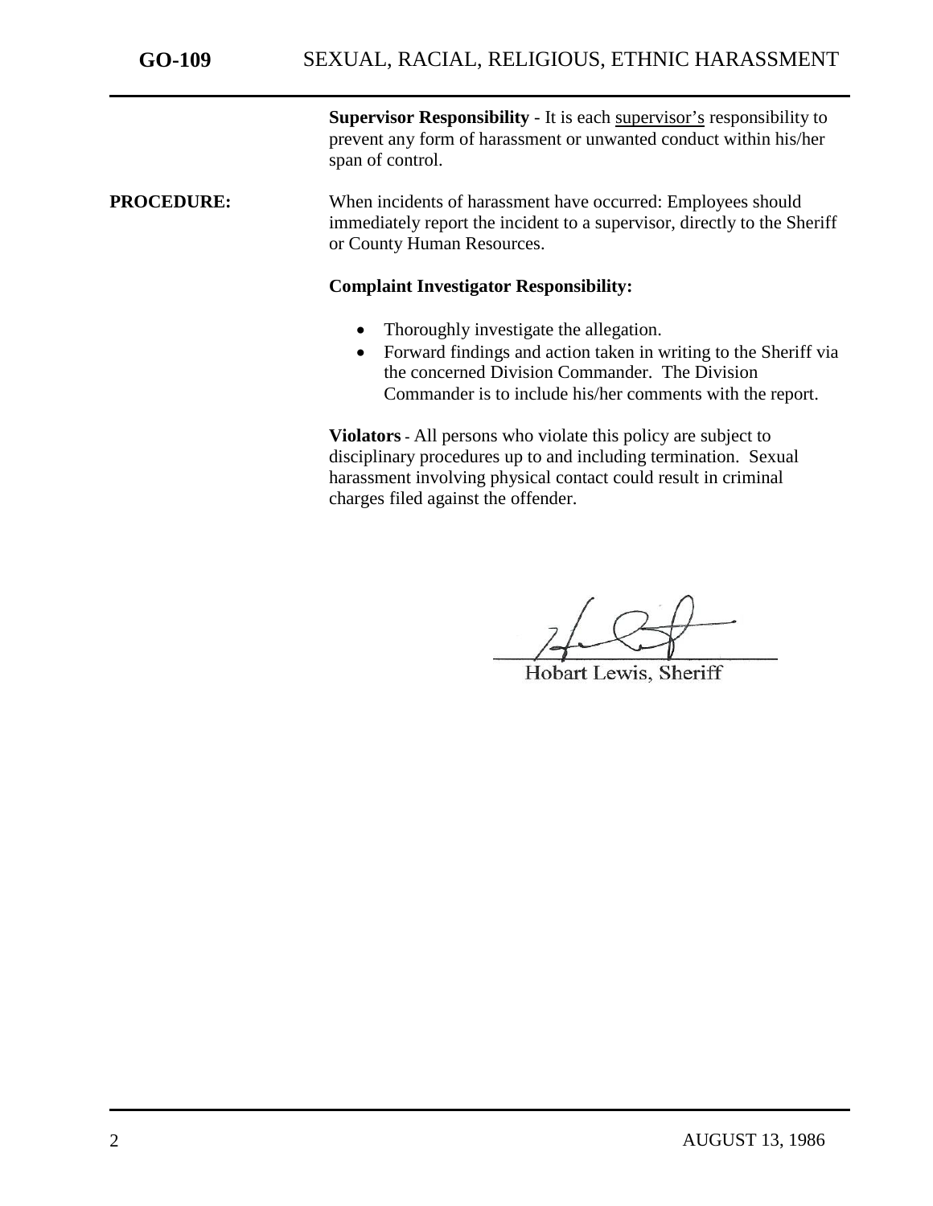**Supervisor Responsibility** - It is each supervisor's responsibility to prevent any form of harassment or unwanted conduct within his/her span of control.

**PROCEDURE:** When incidents of harassment have occurred: Employees should immediately report the incident to a supervisor, directly to the Sheriff or County Human Resources.

**Complaint Investigator Responsibility:**

- Thoroughly investigate the allegation.
- Forward findings and action taken in writing to the Sheriff via the concerned Division Commander. The Division Commander is to include his/her comments with the report.

**Violators** - All persons who violate this policy are subject to disciplinary procedures up to and including termination. Sexual harassment involving physical contact could result in criminal charges filed against the offender.

Hobart Lewis, Sheriff

AUGUST 13, 1986